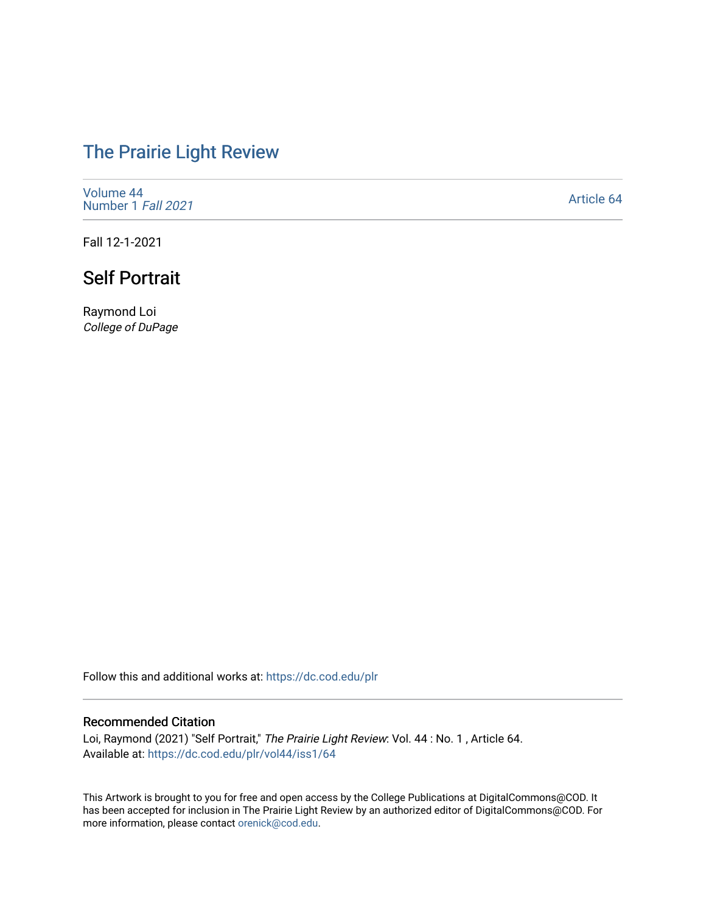# The Prairie Light Review

Volume 44
Number 1 *Fall 2021*

Article 64

Fall 12-1-2021

## Self Portrait

Raymond Loi
*College of DuPage*

Follow this and additional works at: https://dc.cod.edu/plr

### Recommended Citation

Loi, Raymond (2021) "Self Portrait," *The Prairie Light Review*: Vol. 44 : No. 1 , Article 64.
Available at: https://dc.cod.edu/plr/vol44/iss1/64

This Artwork is brought to you for free and open access by the College Publications at DigitalCommons@COD. It has been accepted for inclusion in The Prairie Light Review by an authorized editor of DigitalCommons@COD. For more information, please contact orenick@cod.edu.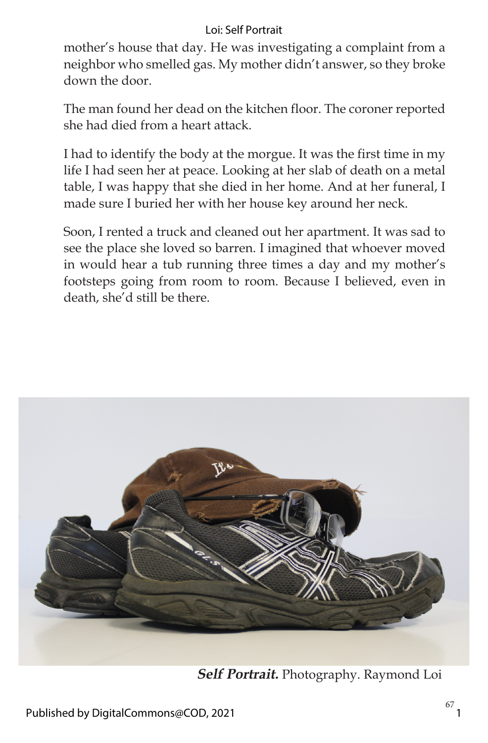mother's house that day. He was investigating a complaint from a neighbor who smelled gas. My mother didn't answer, so they broke down the door.

The man found her dead on the kitchen floor. The coroner reported she had died from a heart attack.

I had to identify the body at the morgue. It was the first time in my life I had seen her at peace. Looking at her slab of death on a metal table, I was happy that she died in her home. And at her funeral, I made sure I buried her with her house key around her neck.

Soon, I rented a truck and cleaned out her apartment. It was sad to see the place she loved so barren. I imagined that whoever moved in would hear a tub running three times a day and my mother's footsteps going from room to room. Because I believed, even in death, she'd still be there.

***Self Portrait.*** Photography. Raymond Loi